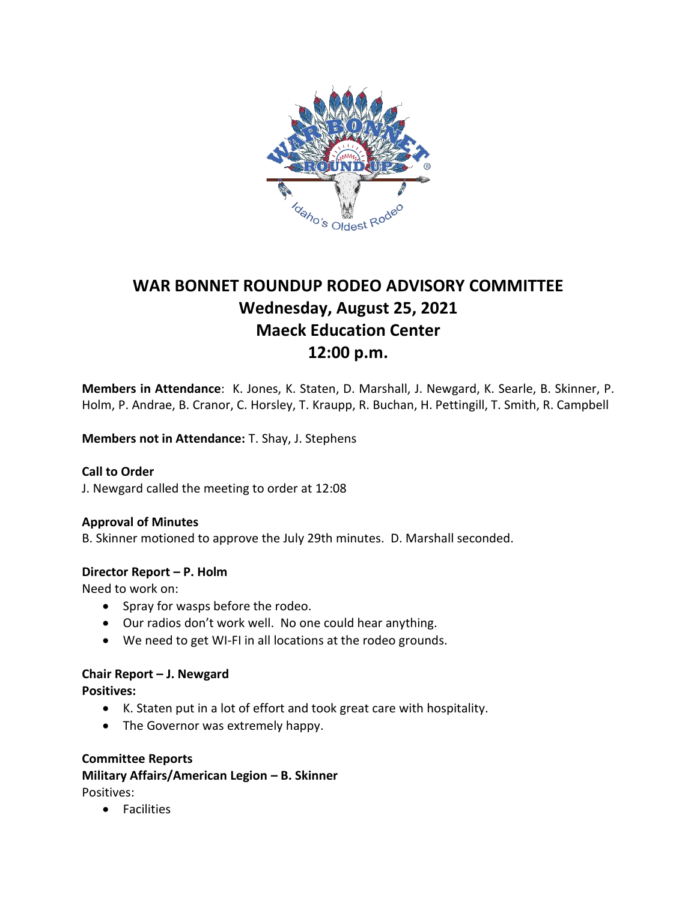# WAR BONNET ROUNDUP RODEO ADVISORY COMMITTEE
# Wednesday, August 25, 2021
# Maeck Education Center
# 12:00 p.m.

**Members in Attendance**: K. Jones, K. Staten, D. Marshall, J. Newgard, K. Searle, B. Skinner, P. Holm, P. Andrae, B. Cranor, C. Horsley, T. Kraupp, R. Buchan, H. Pettingill, T. Smith, R. Campbell

**Members not in Attendance:** T. Shay, J. Stephens

**Call to Order**

J. Newgard called the meeting to order at 12:08

**Approval of Minutes**

B. Skinner motioned to approve the July 29th minutes. D. Marshall seconded.

**Director Report – P. Holm**

Need to work on:

- Spray for wasps before the rodeo.
- Our radios don't work well. No one could hear anything.
- We need to get WI-FI in all locations at the rodeo grounds.

**Chair Report – J. Newgard**

**Positives:**

- K. Staten put in a lot of effort and took great care with hospitality.
- The Governor was extremely happy.

**Committee Reports**

**Military Affairs/American Legion – B. Skinner**

Positives:

- Facilities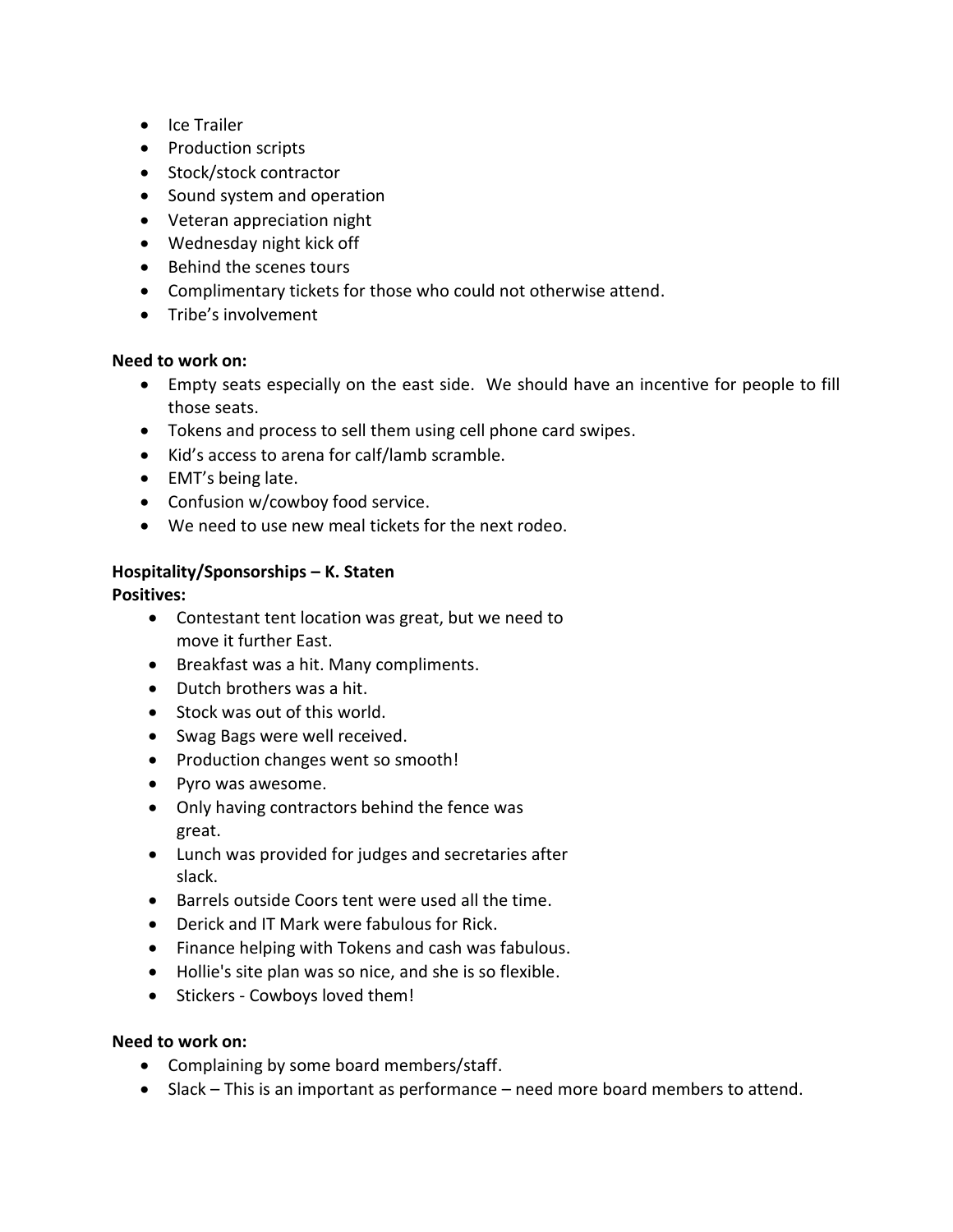- Ice Trailer
- Production scripts
- Stock/stock contractor
- Sound system and operation
- Veteran appreciation night
- Wednesday night kick off
- Behind the scenes tours
- Complimentary tickets for those who could not otherwise attend.
- Tribe's involvement

**Need to work on:**

- Empty seats especially on the east side. We should have an incentive for people to fill those seats.
- Tokens and process to sell them using cell phone card swipes.
- Kid's access to arena for calf/lamb scramble.
- EMT's being late.
- Confusion w/cowboy food service.
- We need to use new meal tickets for the next rodeo.

**Hospitality/Sponsorships – K. Staten**

**Positives:**

- Contestant tent location was great, but we need to move it further East.
- Breakfast was a hit. Many compliments.
- Dutch brothers was a hit.
- Stock was out of this world.
- Swag Bags were well received.
- Production changes went so smooth!
- Pyro was awesome.
- Only having contractors behind the fence was great.
- Lunch was provided for judges and secretaries after slack.
- Barrels outside Coors tent were used all the time.
- Derick and IT Mark were fabulous for Rick.
- Finance helping with Tokens and cash was fabulous.
- Hollie's site plan was so nice, and she is so flexible.
- Stickers - Cowboys loved them!

**Need to work on:**

- Complaining by some board members/staff.
- Slack – This is an important as performance – need more board members to attend.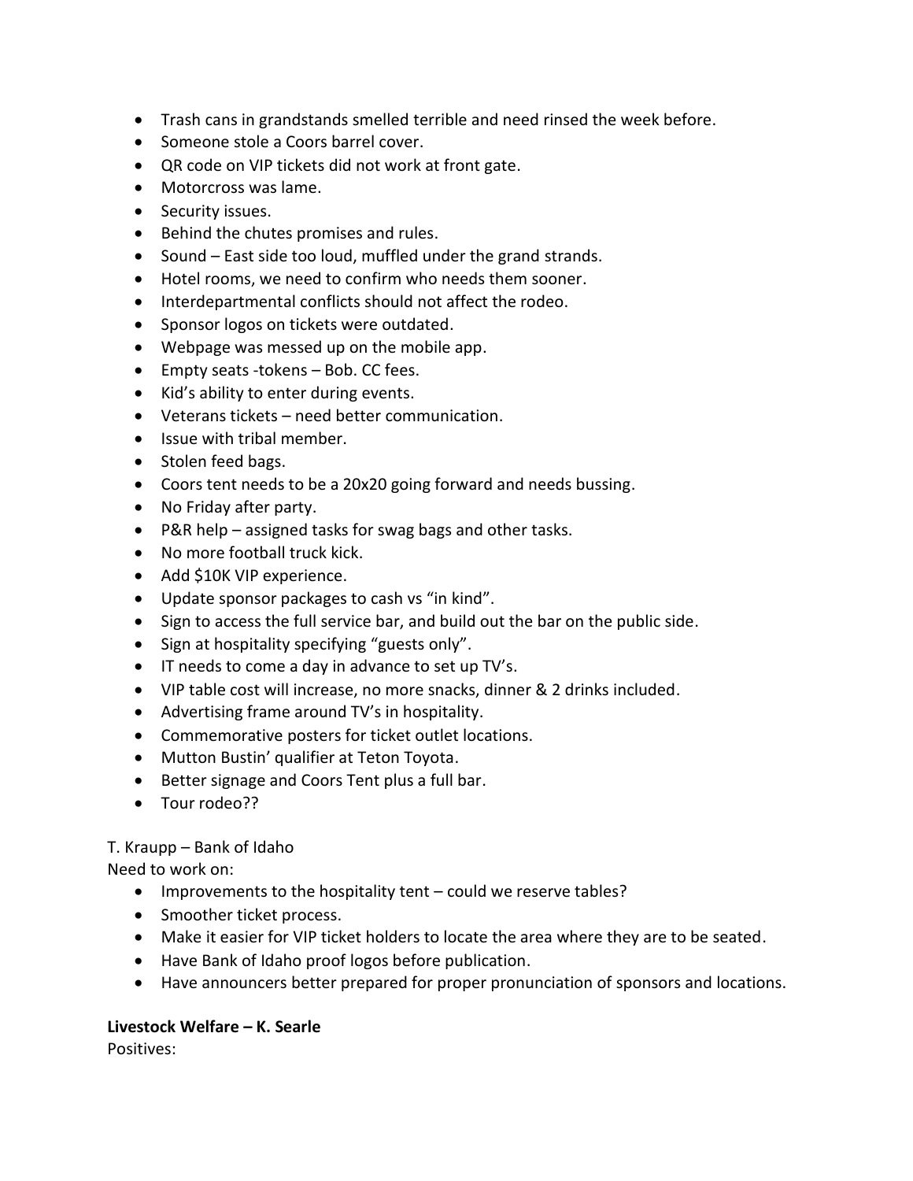- Trash cans in grandstands smelled terrible and need rinsed the week before.
- Someone stole a Coors barrel cover.
- QR code on VIP tickets did not work at front gate.
- Motorcross was lame.
- Security issues.
- Behind the chutes promises and rules.
- Sound – East side too loud, muffled under the grand strands.
- Hotel rooms, we need to confirm who needs them sooner.
- Interdepartmental conflicts should not affect the rodeo.
- Sponsor logos on tickets were outdated.
- Webpage was messed up on the mobile app.
- Empty seats -tokens – Bob. CC fees.
- Kid's ability to enter during events.
- Veterans tickets – need better communication.
- Issue with tribal member.
- Stolen feed bags.
- Coors tent needs to be a 20x20 going forward and needs bussing.
- No Friday after party.
- P&R help – assigned tasks for swag bags and other tasks.
- No more football truck kick.
- Add $10K VIP experience.
- Update sponsor packages to cash vs "in kind".
- Sign to access the full service bar, and build out the bar on the public side.
- Sign at hospitality specifying "guests only".
- IT needs to come a day in advance to set up TV's.
- VIP table cost will increase, no more snacks, dinner & 2 drinks included.
- Advertising frame around TV's in hospitality.
- Commemorative posters for ticket outlet locations.
- Mutton Bustin' qualifier at Teton Toyota.
- Better signage and Coors Tent plus a full bar.
- Tour rodeo??

T. Kraupp – Bank of Idaho
Need to work on:

- Improvements to the hospitality tent – could we reserve tables?
- Smoother ticket process.
- Make it easier for VIP ticket holders to locate the area where they are to be seated.
- Have Bank of Idaho proof logos before publication.
- Have announcers better prepared for proper pronunciation of sponsors and locations.

**Livestock Welfare – K. Searle**
Positives: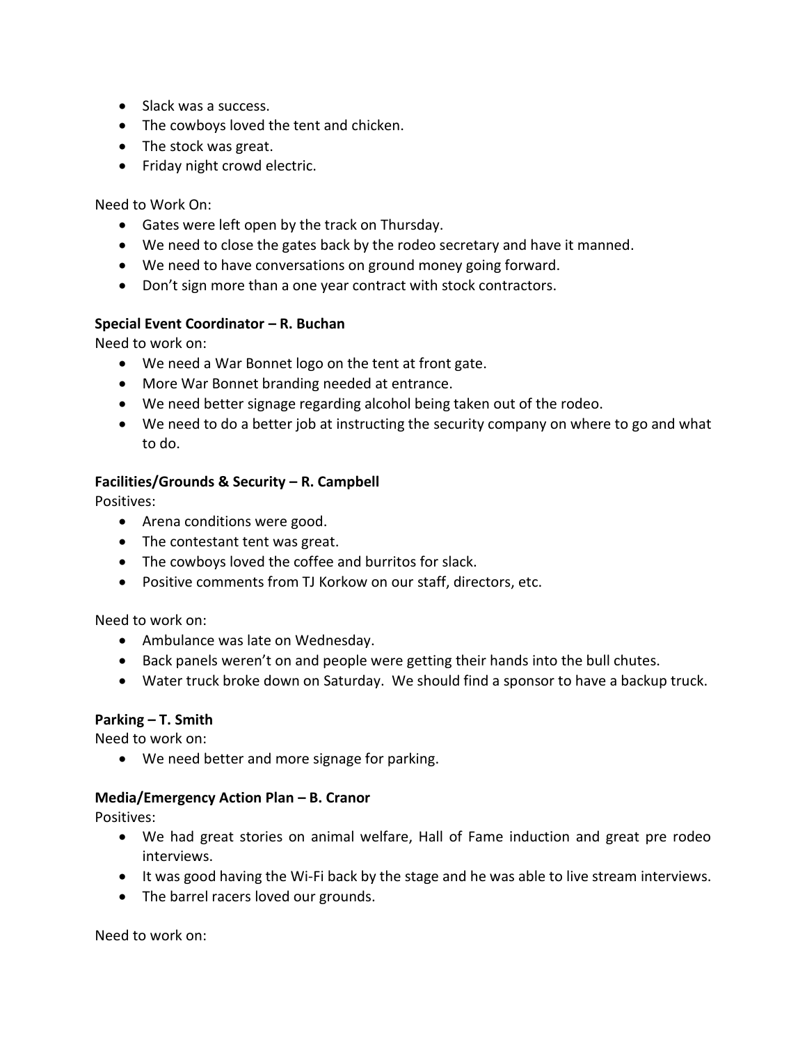- Slack was a success.
- The cowboys loved the tent and chicken.
- The stock was great.
- Friday night crowd electric.

Need to Work On:

- Gates were left open by the track on Thursday.
- We need to close the gates back by the rodeo secretary and have it manned.
- We need to have conversations on ground money going forward.
- Don't sign more than a one year contract with stock contractors.

**Special Event Coordinator – R. Buchan**

Need to work on:

- We need a War Bonnet logo on the tent at front gate.
- More War Bonnet branding needed at entrance.
- We need better signage regarding alcohol being taken out of the rodeo.
- We need to do a better job at instructing the security company on where to go and what to do.

**Facilities/Grounds & Security – R. Campbell**

Positives:

- Arena conditions were good.
- The contestant tent was great.
- The cowboys loved the coffee and burritos for slack.
- Positive comments from TJ Korkow on our staff, directors, etc.

Need to work on:

- Ambulance was late on Wednesday.
- Back panels weren't on and people were getting their hands into the bull chutes.
- Water truck broke down on Saturday. We should find a sponsor to have a backup truck.

**Parking – T. Smith**

Need to work on:

- We need better and more signage for parking.

**Media/Emergency Action Plan – B. Cranor**

Positives:

- We had great stories on animal welfare, Hall of Fame induction and great pre rodeo interviews.
- It was good having the Wi-Fi back by the stage and he was able to live stream interviews.
- The barrel racers loved our grounds.

Need to work on: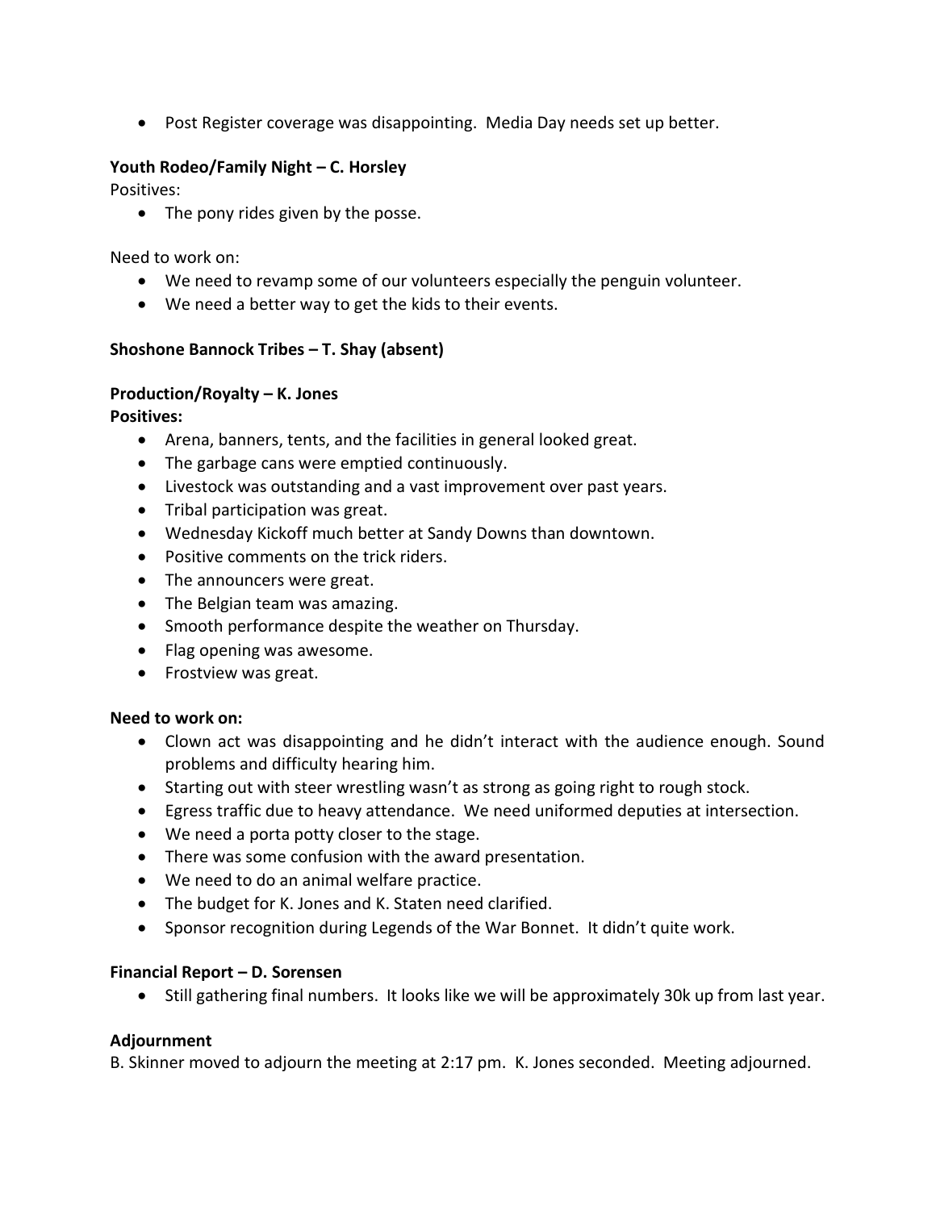- Post Register coverage was disappointing. Media Day needs set up better.

**Youth Rodeo/Family Night – C. Horsley**

Positives:

- The pony rides given by the posse.

Need to work on:

- We need to revamp some of our volunteers especially the penguin volunteer.
- We need a better way to get the kids to their events.

**Shoshone Bannock Tribes – T. Shay (absent)**

**Production/Royalty – K. Jones**

**Positives:**

- Arena, banners, tents, and the facilities in general looked great.
- The garbage cans were emptied continuously.
- Livestock was outstanding and a vast improvement over past years.
- Tribal participation was great.
- Wednesday Kickoff much better at Sandy Downs than downtown.
- Positive comments on the trick riders.
- The announcers were great.
- The Belgian team was amazing.
- Smooth performance despite the weather on Thursday.
- Flag opening was awesome.
- Frostview was great.

**Need to work on:**

- Clown act was disappointing and he didn't interact with the audience enough. Sound problems and difficulty hearing him.
- Starting out with steer wrestling wasn't as strong as going right to rough stock.
- Egress traffic due to heavy attendance. We need uniformed deputies at intersection.
- We need a porta potty closer to the stage.
- There was some confusion with the award presentation.
- We need to do an animal welfare practice.
- The budget for K. Jones and K. Staten need clarified.
- Sponsor recognition during Legends of the War Bonnet. It didn't quite work.

**Financial Report – D. Sorensen**

- Still gathering final numbers. It looks like we will be approximately 30k up from last year.

**Adjournment**

B. Skinner moved to adjourn the meeting at 2:17 pm. K. Jones seconded. Meeting adjourned.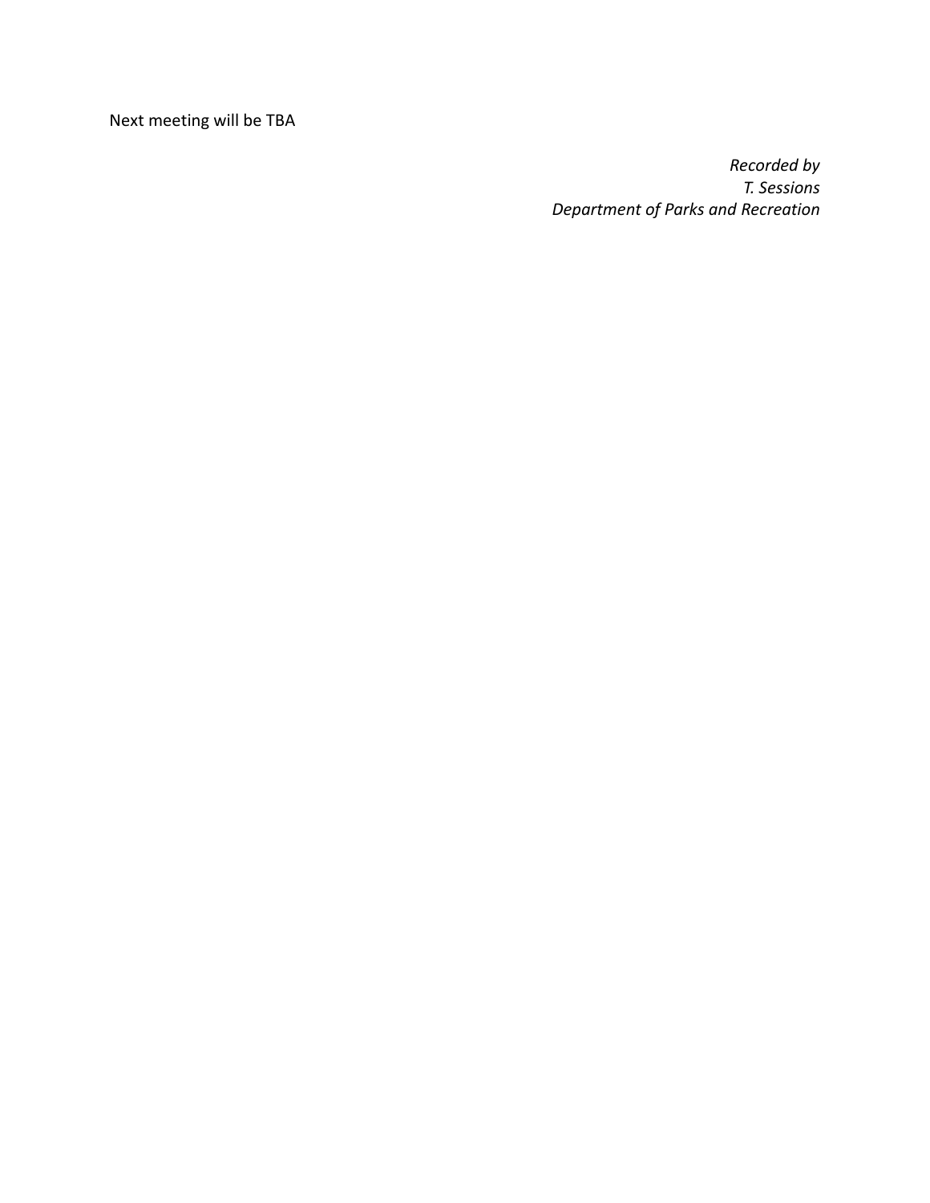Next meeting will be TBA

*Recorded by*
*T. Sessions*
*Department of Parks and Recreation*